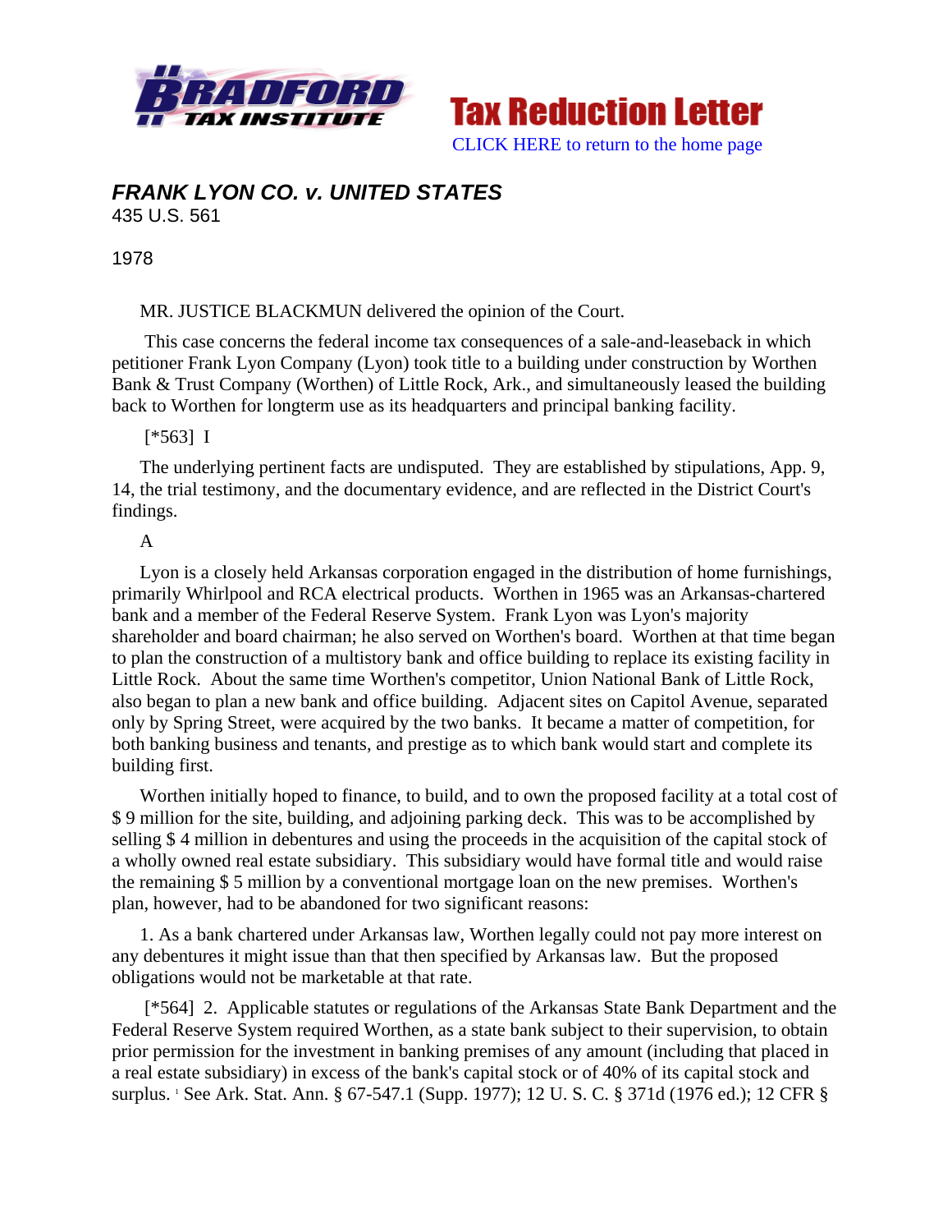Tax Reduction Letter

CLICK HERE to return to the home page

## *FRANK LYON CO. v. UNITED STATES*

435 U.S. 561

1978

MR. JUSTICE BLACKMUN delivered the opinion of the Court.

This case concerns the federal income tax consequences of a sale-and-leaseback in which petitioner Frank Lyon Company (Lyon) took title to a building under construction by Worthen Bank & Trust Company (Worthen) of Little Rock, Ark., and simultaneously leased the building back to Worthen for longterm use as its headquarters and principal banking facility.

[*563] I

The underlying pertinent facts are undisputed. They are established by stipulations, App. 9, 14, the trial testimony, and the documentary evidence, and are reflected in the District Court's findings.

A

Lyon is a closely held Arkansas corporation engaged in the distribution of home furnishings, primarily Whirlpool and RCA electrical products. Worthen in 1965 was an Arkansas-chartered bank and a member of the Federal Reserve System. Frank Lyon was Lyon's majority shareholder and board chairman; he also served on Worthen's board. Worthen at that time began to plan the construction of a multistory bank and office building to replace its existing facility in Little Rock. About the same time Worthen's competitor, Union National Bank of Little Rock, also began to plan a new bank and office building. Adjacent sites on Capitol Avenue, separated only by Spring Street, were acquired by the two banks. It became a matter of competition, for both banking business and tenants, and prestige as to which bank would start and complete its building first.

Worthen initially hoped to finance, to build, and to own the proposed facility at a total cost of $ 9 million for the site, building, and adjoining parking deck. This was to be accomplished by selling $ 4 million in debentures and using the proceeds in the acquisition of the capital stock of a wholly owned real estate subsidiary. This subsidiary would have formal title and would raise the remaining $ 5 million by a conventional mortgage loan on the new premises. Worthen's plan, however, had to be abandoned for two significant reasons:

1. As a bank chartered under Arkansas law, Worthen legally could not pay more interest on any debentures it might issue than that then specified by Arkansas law. But the proposed obligations would not be marketable at that rate.

[*564] 2. Applicable statutes or regulations of the Arkansas State Bank Department and the Federal Reserve System required Worthen, as a state bank subject to their supervision, to obtain prior permission for the investment in banking premises of any amount (including that placed in a real estate subsidiary) in excess of the bank's capital stock or of 40% of its capital stock and surplus. [1] See Ark. Stat. Ann. § 67-547.1 (Supp. 1977); 12 U. S. C. § 371d (1976 ed.); 12 CFR §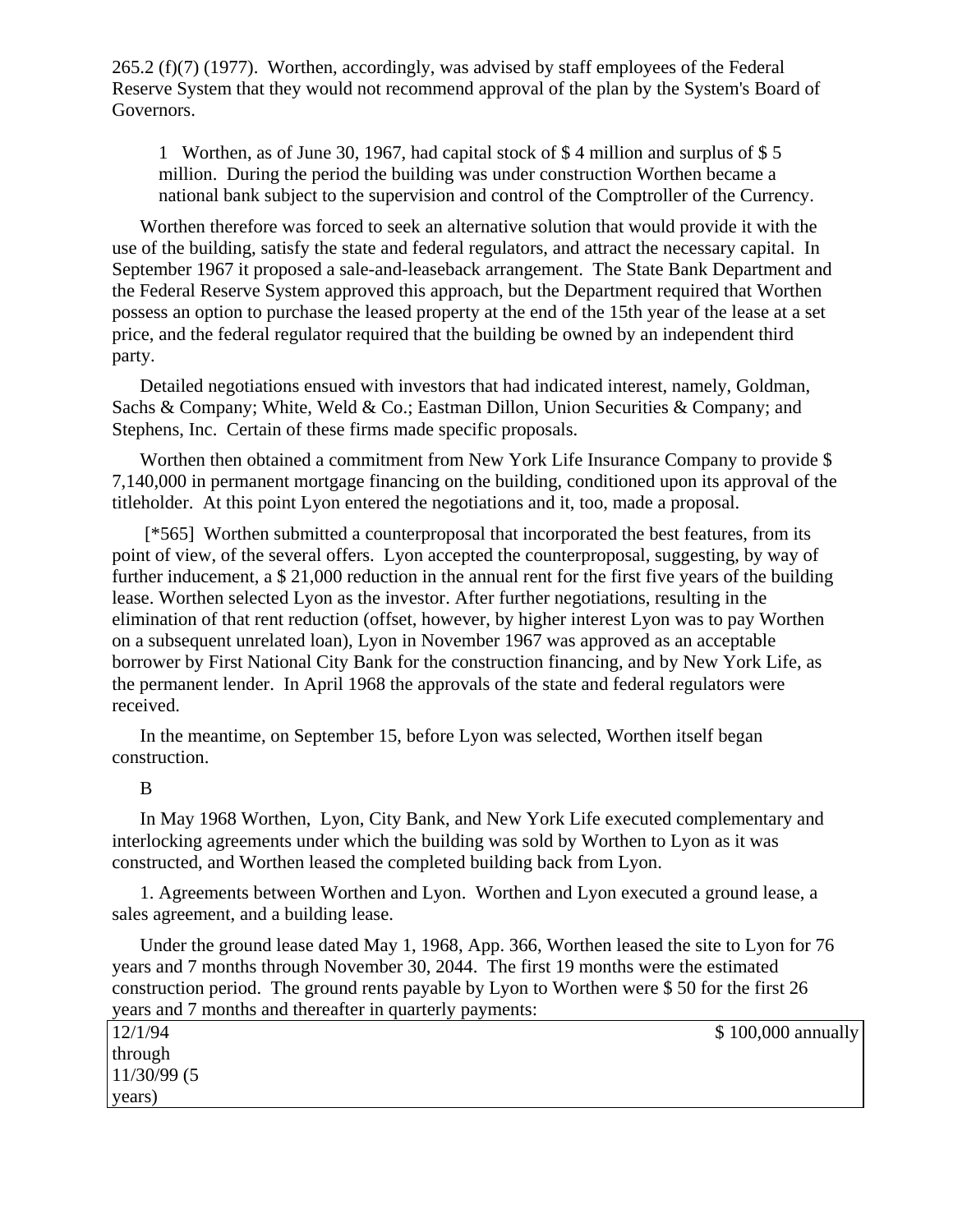265.2 (f)(7) (1977). Worthen, accordingly, was advised by staff employees of the Federal Reserve System that they would not recommend approval of the plan by the System's Board of Governors.

1 Worthen, as of June 30, 1967, had capital stock of $ 4 million and surplus of $ 5 million. During the period the building was under construction Worthen became a national bank subject to the supervision and control of the Comptroller of the Currency.

Worthen therefore was forced to seek an alternative solution that would provide it with the use of the building, satisfy the state and federal regulators, and attract the necessary capital. In September 1967 it proposed a sale-and-leaseback arrangement. The State Bank Department and the Federal Reserve System approved this approach, but the Department required that Worthen possess an option to purchase the leased property at the end of the 15th year of the lease at a set price, and the federal regulator required that the building be owned by an independent third party.

Detailed negotiations ensued with investors that had indicated interest, namely, Goldman, Sachs & Company; White, Weld & Co.; Eastman Dillon, Union Securities & Company; and Stephens, Inc. Certain of these firms made specific proposals.

Worthen then obtained a commitment from New York Life Insurance Company to provide $ 7,140,000 in permanent mortgage financing on the building, conditioned upon its approval of the titleholder. At this point Lyon entered the negotiations and it, too, made a proposal.

[*565] Worthen submitted a counterproposal that incorporated the best features, from its point of view, of the several offers. Lyon accepted the counterproposal, suggesting, by way of further inducement, a $ 21,000 reduction in the annual rent for the first five years of the building lease. Worthen selected Lyon as the investor. After further negotiations, resulting in the elimination of that rent reduction (offset, however, by higher interest Lyon was to pay Worthen on a subsequent unrelated loan), Lyon in November 1967 was approved as an acceptable borrower by First National City Bank for the construction financing, and by New York Life, as the permanent lender. In April 1968 the approvals of the state and federal regulators were received.

In the meantime, on September 15, before Lyon was selected, Worthen itself began construction.

B

In May 1968 Worthen, Lyon, City Bank, and New York Life executed complementary and interlocking agreements under which the building was sold by Worthen to Lyon as it was constructed, and Worthen leased the completed building back from Lyon.

1. Agreements between Worthen and Lyon. Worthen and Lyon executed a ground lease, a sales agreement, and a building lease.

Under the ground lease dated May 1, 1968, App. 366, Worthen leased the site to Lyon for 76 years and 7 months through November 30, 2044. The first 19 months were the estimated construction period. The ground rents payable by Lyon to Worthen were $ 50 for the first 26 years and 7 months and thereafter in quarterly payments:

| | |
|---|---|
| 12/1/94 through 11/30/99 (5 years) | $ 100,000 annually |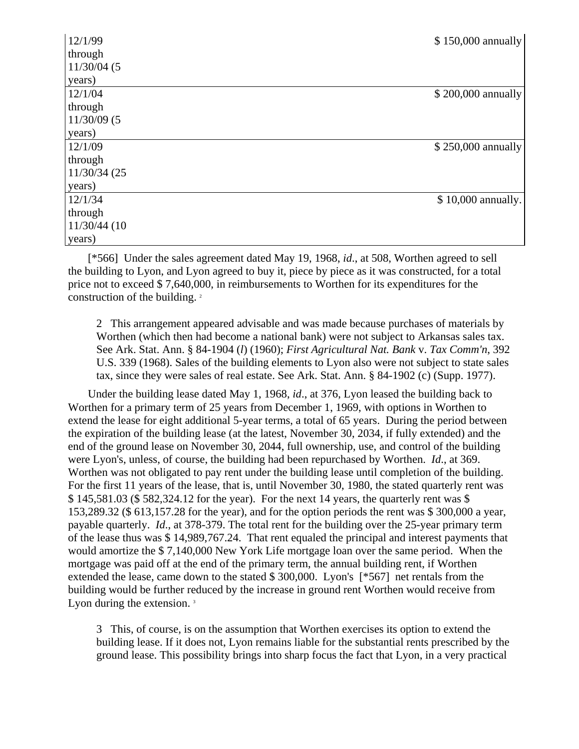| | |
|---|---|
| 12/1/99 through 11/30/04 (5 years) | $ 150,000 annually |
| 12/1/04 through 11/30/09 (5 years) | $ 200,000 annually |
| 12/1/09 through 11/30/34 (25 years) | $ 250,000 annually |
| 12/1/34 through 11/30/44 (10 years) | $ 10,000 annually. |

[*566] Under the sales agreement dated May 19, 1968, *id*., at 508, Worthen agreed to sell the building to Lyon, and Lyon agreed to buy it, piece by piece as it was constructed, for a total price not to exceed $ 7,640,000, in reimbursements to Worthen for its expenditures for the construction of the building. [2]

> 2 This arrangement appeared advisable and was made because purchases of materials by Worthen (which then had become a national bank) were not subject to Arkansas sales tax. See Ark. Stat. Ann. § 84-1904 (*l*) (1960); *First Agricultural Nat. Bank* v. *Tax Comm'n*, 392 U.S. 339 (1968). Sales of the building elements to Lyon also were not subject to state sales tax, since they were sales of real estate. See Ark. Stat. Ann. § 84-1902 (c) (Supp. 1977).

Under the building lease dated May 1, 1968, *id*., at 376, Lyon leased the building back to Worthen for a primary term of 25 years from December 1, 1969, with options in Worthen to extend the lease for eight additional 5-year terms, a total of 65 years. During the period between the expiration of the building lease (at the latest, November 30, 2034, if fully extended) and the end of the ground lease on November 30, 2044, full ownership, use, and control of the building were Lyon's, unless, of course, the building had been repurchased by Worthen. *Id*., at 369. Worthen was not obligated to pay rent under the building lease until completion of the building. For the first 11 years of the lease, that is, until November 30, 1980, the stated quarterly rent was $ 145,581.03 ($ 582,324.12 for the year). For the next 14 years, the quarterly rent was $ 153,289.32 ($ 613,157.28 for the year), and for the option periods the rent was $ 300,000 a year, payable quarterly. *Id*., at 378-379. The total rent for the building over the 25-year primary term of the lease thus was $ 14,989,767.24. That rent equaled the principal and interest payments that would amortize the $ 7,140,000 New York Life mortgage loan over the same period. When the mortgage was paid off at the end of the primary term, the annual building rent, if Worthen extended the lease, came down to the stated $ 300,000. Lyon's [*567] net rentals from the building would be further reduced by the increase in ground rent Worthen would receive from Lyon during the extension. [3]

> 3 This, of course, is on the assumption that Worthen exercises its option to extend the building lease. If it does not, Lyon remains liable for the substantial rents prescribed by the ground lease. This possibility brings into sharp focus the fact that Lyon, in a very practical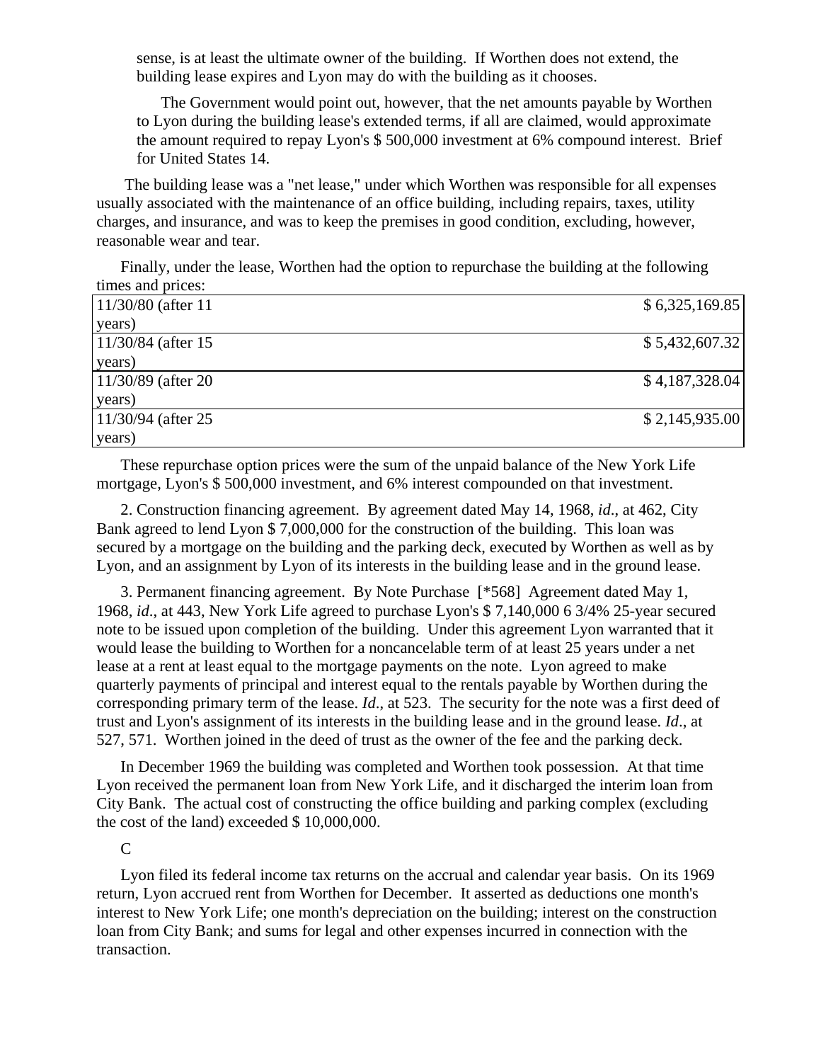sense, is at least the ultimate owner of the building. If Worthen does not extend, the building lease expires and Lyon may do with the building as it chooses.

The Government would point out, however, that the net amounts payable by Worthen to Lyon during the building lease's extended terms, if all are claimed, would approximate the amount required to repay Lyon's $ 500,000 investment at 6% compound interest. Brief for United States 14.

The building lease was a "net lease," under which Worthen was responsible for all expenses usually associated with the maintenance of an office building, including repairs, taxes, utility charges, and insurance, and was to keep the premises in good condition, excluding, however, reasonable wear and tear.

Finally, under the lease, Worthen had the option to repurchase the building at the following times and prices:

| | |
|---|---|
| 11/30/80 (after 11 years) | $ 6,325,169.85 |
| 11/30/84 (after 15 years) | $ 5,432,607.32 |
| 11/30/89 (after 20 years) | $ 4,187,328.04 |
| 11/30/94 (after 25 years) | $ 2,145,935.00 |

These repurchase option prices were the sum of the unpaid balance of the New York Life mortgage, Lyon's $ 500,000 investment, and 6% interest compounded on that investment.

2. Construction financing agreement. By agreement dated May 14, 1968, *id*., at 462, City Bank agreed to lend Lyon $ 7,000,000 for the construction of the building. This loan was secured by a mortgage on the building and the parking deck, executed by Worthen as well as by Lyon, and an assignment by Lyon of its interests in the building lease and in the ground lease.

3. Permanent financing agreement. By Note Purchase [*568] Agreement dated May 1, 1968, *id*., at 443, New York Life agreed to purchase Lyon's $ 7,140,000 6 3/4% 25-year secured note to be issued upon completion of the building. Under this agreement Lyon warranted that it would lease the building to Worthen for a noncancelable term of at least 25 years under a net lease at a rent at least equal to the mortgage payments on the note. Lyon agreed to make quarterly payments of principal and interest equal to the rentals payable by Worthen during the corresponding primary term of the lease. *Id*., at 523. The security for the note was a first deed of trust and Lyon's assignment of its interests in the building lease and in the ground lease. *Id*., at 527, 571. Worthen joined in the deed of trust as the owner of the fee and the parking deck.

In December 1969 the building was completed and Worthen took possession. At that time Lyon received the permanent loan from New York Life, and it discharged the interim loan from City Bank. The actual cost of constructing the office building and parking complex (excluding the cost of the land) exceeded $ 10,000,000.

C

Lyon filed its federal income tax returns on the accrual and calendar year basis. On its 1969 return, Lyon accrued rent from Worthen for December. It asserted as deductions one month's interest to New York Life; one month's depreciation on the building; interest on the construction loan from City Bank; and sums for legal and other expenses incurred in connection with the transaction.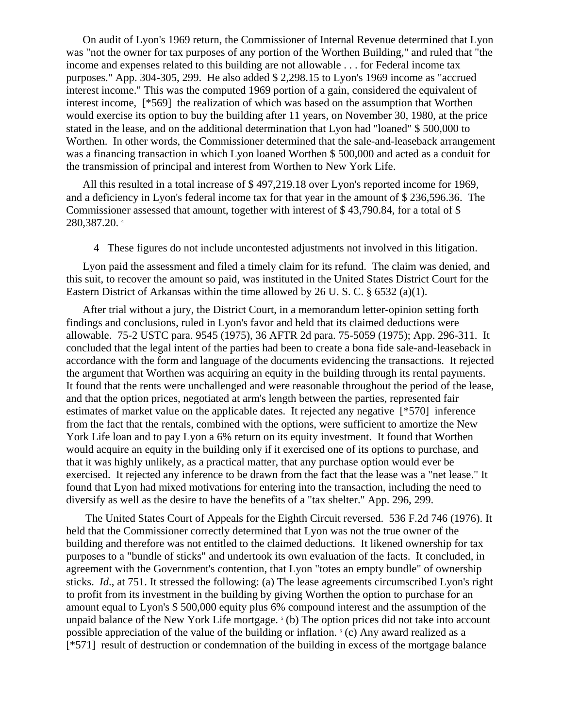On audit of Lyon's 1969 return, the Commissioner of Internal Revenue determined that Lyon was "not the owner for tax purposes of any portion of the Worthen Building," and ruled that "the income and expenses related to this building are not allowable . . . for Federal income tax purposes." App. 304-305, 299. He also added $ 2,298.15 to Lyon's 1969 income as "accrued interest income." This was the computed 1969 portion of a gain, considered the equivalent of interest income, [*569] the realization of which was based on the assumption that Worthen would exercise its option to buy the building after 11 years, on November 30, 1980, at the price stated in the lease, and on the additional determination that Lyon had "loaned" $ 500,000 to Worthen. In other words, the Commissioner determined that the sale-and-leaseback arrangement was a financing transaction in which Lyon loaned Worthen $ 500,000 and acted as a conduit for the transmission of principal and interest from Worthen to New York Life.

All this resulted in a total increase of $ 497,219.18 over Lyon's reported income for 1969, and a deficiency in Lyon's federal income tax for that year in the amount of $ 236,596.36. The Commissioner assessed that amount, together with interest of $ 43,790.84, for a total of $ 280,387.20. [4]

4 These figures do not include uncontested adjustments not involved in this litigation.

Lyon paid the assessment and filed a timely claim for its refund. The claim was denied, and this suit, to recover the amount so paid, was instituted in the United States District Court for the Eastern District of Arkansas within the time allowed by 26 U. S. C. § 6532 (a)(1).

After trial without a jury, the District Court, in a memorandum letter-opinion setting forth findings and conclusions, ruled in Lyon's favor and held that its claimed deductions were allowable. 75-2 USTC para. 9545 (1975), 36 AFTR 2d para. 75-5059 (1975); App. 296-311. It concluded that the legal intent of the parties had been to create a bona fide sale-and-leaseback in accordance with the form and language of the documents evidencing the transactions. It rejected the argument that Worthen was acquiring an equity in the building through its rental payments. It found that the rents were unchallenged and were reasonable throughout the period of the lease, and that the option prices, negotiated at arm's length between the parties, represented fair estimates of market value on the applicable dates. It rejected any negative [*570] inference from the fact that the rentals, combined with the options, were sufficient to amortize the New York Life loan and to pay Lyon a 6% return on its equity investment. It found that Worthen would acquire an equity in the building only if it exercised one of its options to purchase, and that it was highly unlikely, as a practical matter, that any purchase option would ever be exercised. It rejected any inference to be drawn from the fact that the lease was a "net lease." It found that Lyon had mixed motivations for entering into the transaction, including the need to diversify as well as the desire to have the benefits of a "tax shelter." App. 296, 299.

The United States Court of Appeals for the Eighth Circuit reversed. 536 F.2d 746 (1976). It held that the Commissioner correctly determined that Lyon was not the true owner of the building and therefore was not entitled to the claimed deductions. It likened ownership for tax purposes to a "bundle of sticks" and undertook its own evaluation of the facts. It concluded, in agreement with the Government's contention, that Lyon "totes an empty bundle" of ownership sticks. *Id*., at 751. It stressed the following: (a) The lease agreements circumscribed Lyon's right to profit from its investment in the building by giving Worthen the option to purchase for an amount equal to Lyon's $ 500,000 equity plus 6% compound interest and the assumption of the unpaid balance of the New York Life mortgage. [5] (b) The option prices did not take into account possible appreciation of the value of the building or inflation. [6] (c) Any award realized as a [*571] result of destruction or condemnation of the building in excess of the mortgage balance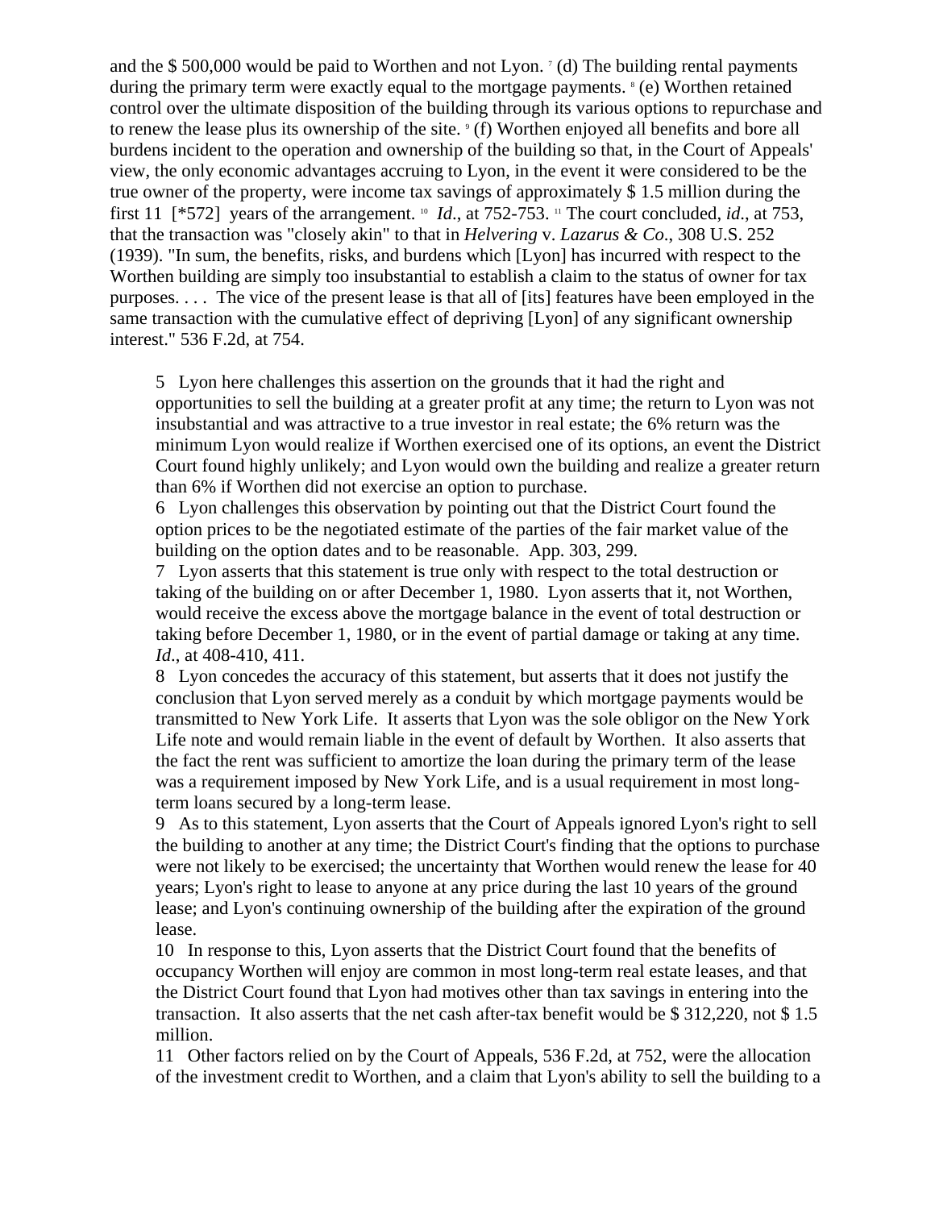and the $ 500,000 would be paid to Worthen and not Lyon. [7] (d) The building rental payments during the primary term were exactly equal to the mortgage payments. [8] (e) Worthen retained control over the ultimate disposition of the building through its various options to repurchase and to renew the lease plus its ownership of the site. [9] (f) Worthen enjoyed all benefits and bore all burdens incident to the operation and ownership of the building so that, in the Court of Appeals' view, the only economic advantages accruing to Lyon, in the event it were considered to be the true owner of the property, were income tax savings of approximately $ 1.5 million during the first 11 [*572] years of the arrangement. [10] *Id*., at 752-753. [11] The court concluded, *id*., at 753, that the transaction was "closely akin" to that in *Helvering* v. *Lazarus & Co*., 308 U.S. 252 (1939). "In sum, the benefits, risks, and burdens which [Lyon] has incurred with respect to the Worthen building are simply too insubstantial to establish a claim to the status of owner for tax purposes. . . . The vice of the present lease is that all of [its] features have been employed in the same transaction with the cumulative effect of depriving [Lyon] of any significant ownership interest." 536 F.2d, at 754.

5 Lyon here challenges this assertion on the grounds that it had the right and opportunities to sell the building at a greater profit at any time; the return to Lyon was not insubstantial and was attractive to a true investor in real estate; the 6% return was the minimum Lyon would realize if Worthen exercised one of its options, an event the District Court found highly unlikely; and Lyon would own the building and realize a greater return than 6% if Worthen did not exercise an option to purchase.

6 Lyon challenges this observation by pointing out that the District Court found the option prices to be the negotiated estimate of the parties of the fair market value of the building on the option dates and to be reasonable. App. 303, 299.

7 Lyon asserts that this statement is true only with respect to the total destruction or taking of the building on or after December 1, 1980. Lyon asserts that it, not Worthen, would receive the excess above the mortgage balance in the event of total destruction or taking before December 1, 1980, or in the event of partial damage or taking at any time. *Id*., at 408-410, 411.

8 Lyon concedes the accuracy of this statement, but asserts that it does not justify the conclusion that Lyon served merely as a conduit by which mortgage payments would be transmitted to New York Life. It asserts that Lyon was the sole obligor on the New York Life note and would remain liable in the event of default by Worthen. It also asserts that the fact the rent was sufficient to amortize the loan during the primary term of the lease was a requirement imposed by New York Life, and is a usual requirement in most long-term loans secured by a long-term lease.

9 As to this statement, Lyon asserts that the Court of Appeals ignored Lyon's right to sell the building to another at any time; the District Court's finding that the options to purchase were not likely to be exercised; the uncertainty that Worthen would renew the lease for 40 years; Lyon's right to lease to anyone at any price during the last 10 years of the ground lease; and Lyon's continuing ownership of the building after the expiration of the ground lease.

10 In response to this, Lyon asserts that the District Court found that the benefits of occupancy Worthen will enjoy are common in most long-term real estate leases, and that the District Court found that Lyon had motives other than tax savings in entering into the transaction. It also asserts that the net cash after-tax benefit would be $ 312,220, not $ 1.5 million.

11 Other factors relied on by the Court of Appeals, 536 F.2d, at 752, were the allocation of the investment credit to Worthen, and a claim that Lyon's ability to sell the building to a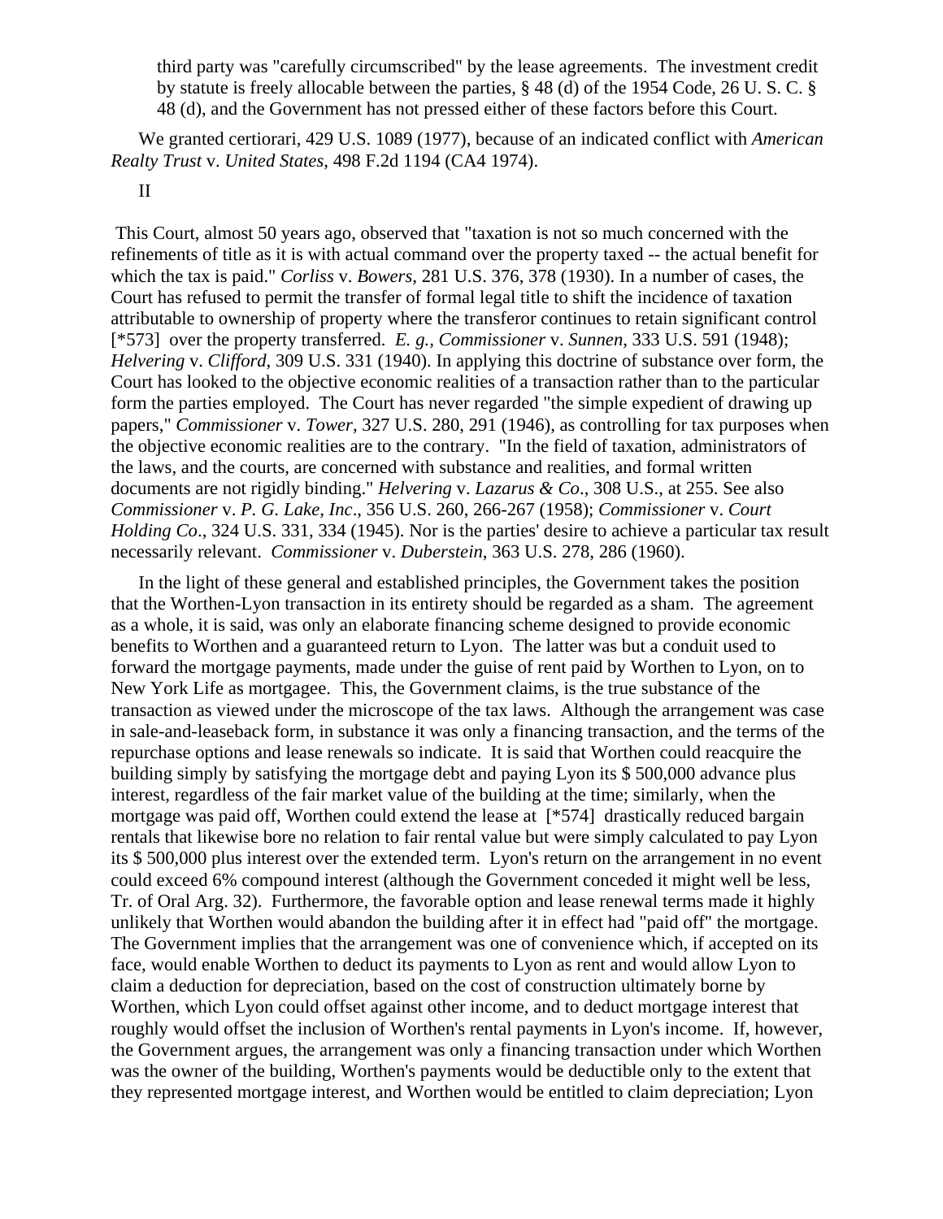third party was "carefully circumscribed" by the lease agreements. The investment credit by statute is freely allocable between the parties, § 48 (d) of the 1954 Code, 26 U. S. C. § 48 (d), and the Government has not pressed either of these factors before this Court.

We granted certiorari, 429 U.S. 1089 (1977), because of an indicated conflict with *American Realty Trust* v. *United States*, 498 F.2d 1194 (CA4 1974).

II

This Court, almost 50 years ago, observed that "taxation is not so much concerned with the refinements of title as it is with actual command over the property taxed -- the actual benefit for which the tax is paid." *Corliss* v. *Bowers*, 281 U.S. 376, 378 (1930). In a number of cases, the Court has refused to permit the transfer of formal legal title to shift the incidence of taxation attributable to ownership of property where the transferor continues to retain significant control [*573] over the property transferred. *E. g.*, *Commissioner* v. *Sunnen*, 333 U.S. 591 (1948); *Helvering* v. *Clifford*, 309 U.S. 331 (1940). In applying this doctrine of substance over form, the Court has looked to the objective economic realities of a transaction rather than to the particular form the parties employed. The Court has never regarded "the simple expedient of drawing up papers," *Commissioner* v. *Tower*, 327 U.S. 280, 291 (1946), as controlling for tax purposes when the objective economic realities are to the contrary. "In the field of taxation, administrators of the laws, and the courts, are concerned with substance and realities, and formal written documents are not rigidly binding." *Helvering* v. *Lazarus & Co*., 308 U.S., at 255. See also *Commissioner* v. *P. G. Lake, Inc*., 356 U.S. 260, 266-267 (1958); *Commissioner* v. *Court Holding Co*., 324 U.S. 331, 334 (1945). Nor is the parties' desire to achieve a particular tax result necessarily relevant. *Commissioner* v. *Duberstein*, 363 U.S. 278, 286 (1960).

In the light of these general and established principles, the Government takes the position that the Worthen-Lyon transaction in its entirety should be regarded as a sham. The agreement as a whole, it is said, was only an elaborate financing scheme designed to provide economic benefits to Worthen and a guaranteed return to Lyon. The latter was but a conduit used to forward the mortgage payments, made under the guise of rent paid by Worthen to Lyon, on to New York Life as mortgagee. This, the Government claims, is the true substance of the transaction as viewed under the microscope of the tax laws. Although the arrangement was case in sale-and-leaseback form, in substance it was only a financing transaction, and the terms of the repurchase options and lease renewals so indicate. It is said that Worthen could reacquire the building simply by satisfying the mortgage debt and paying Lyon its $ 500,000 advance plus interest, regardless of the fair market value of the building at the time; similarly, when the mortgage was paid off, Worthen could extend the lease at [*574] drastically reduced bargain rentals that likewise bore no relation to fair rental value but were simply calculated to pay Lyon its $ 500,000 plus interest over the extended term. Lyon's return on the arrangement in no event could exceed 6% compound interest (although the Government conceded it might well be less, Tr. of Oral Arg. 32). Furthermore, the favorable option and lease renewal terms made it highly unlikely that Worthen would abandon the building after it in effect had "paid off" the mortgage. The Government implies that the arrangement was one of convenience which, if accepted on its face, would enable Worthen to deduct its payments to Lyon as rent and would allow Lyon to claim a deduction for depreciation, based on the cost of construction ultimately borne by Worthen, which Lyon could offset against other income, and to deduct mortgage interest that roughly would offset the inclusion of Worthen's rental payments in Lyon's income. If, however, the Government argues, the arrangement was only a financing transaction under which Worthen was the owner of the building, Worthen's payments would be deductible only to the extent that they represented mortgage interest, and Worthen would be entitled to claim depreciation; Lyon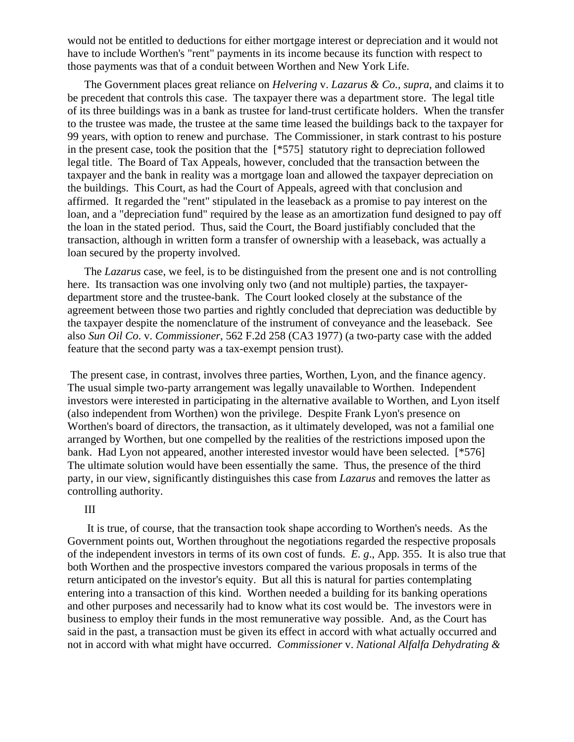would not be entitled to deductions for either mortgage interest or depreciation and it would not have to include Worthen's "rent" payments in its income because its function with respect to those payments was that of a conduit between Worthen and New York Life.

The Government places great reliance on *Helvering* v. *Lazarus & Co., supra*, and claims it to be precedent that controls this case. The taxpayer there was a department store. The legal title of its three buildings was in a bank as trustee for land-trust certificate holders. When the transfer to the trustee was made, the trustee at the same time leased the buildings back to the taxpayer for 99 years, with option to renew and purchase. The Commissioner, in stark contrast to his posture in the present case, took the position that the [*575] statutory right to depreciation followed legal title. The Board of Tax Appeals, however, concluded that the transaction between the taxpayer and the bank in reality was a mortgage loan and allowed the taxpayer depreciation on the buildings. This Court, as had the Court of Appeals, agreed with that conclusion and affirmed. It regarded the "rent" stipulated in the leaseback as a promise to pay interest on the loan, and a "depreciation fund" required by the lease as an amortization fund designed to pay off the loan in the stated period. Thus, said the Court, the Board justifiably concluded that the transaction, although in written form a transfer of ownership with a leaseback, was actually a loan secured by the property involved.

The *Lazarus* case, we feel, is to be distinguished from the present one and is not controlling here. Its transaction was one involving only two (and not multiple) parties, the taxpayer-department store and the trustee-bank. The Court looked closely at the substance of the agreement between those two parties and rightly concluded that depreciation was deductible by the taxpayer despite the nomenclature of the instrument of conveyance and the leaseback. See also *Sun Oil Co.* v. *Commissioner*, 562 F.2d 258 (CA3 1977) (a two-party case with the added feature that the second party was a tax-exempt pension trust).

The present case, in contrast, involves three parties, Worthen, Lyon, and the finance agency. The usual simple two-party arrangement was legally unavailable to Worthen. Independent investors were interested in participating in the alternative available to Worthen, and Lyon itself (also independent from Worthen) won the privilege. Despite Frank Lyon's presence on Worthen's board of directors, the transaction, as it ultimately developed, was not a familial one arranged by Worthen, but one compelled by the realities of the restrictions imposed upon the bank. Had Lyon not appeared, another interested investor would have been selected. [*576] The ultimate solution would have been essentially the same. Thus, the presence of the third party, in our view, significantly distinguishes this case from *Lazarus* and removes the latter as controlling authority.

III

It is true, of course, that the transaction took shape according to Worthen's needs. As the Government points out, Worthen throughout the negotiations regarded the respective proposals of the independent investors in terms of its own cost of funds. *E. g*., App. 355. It is also true that both Worthen and the prospective investors compared the various proposals in terms of the return anticipated on the investor's equity. But all this is natural for parties contemplating entering into a transaction of this kind. Worthen needed a building for its banking operations and other purposes and necessarily had to know what its cost would be. The investors were in business to employ their funds in the most remunerative way possible. And, as the Court has said in the past, a transaction must be given its effect in accord with what actually occurred and not in accord with what might have occurred. *Commissioner* v. *National Alfalfa Dehydrating &*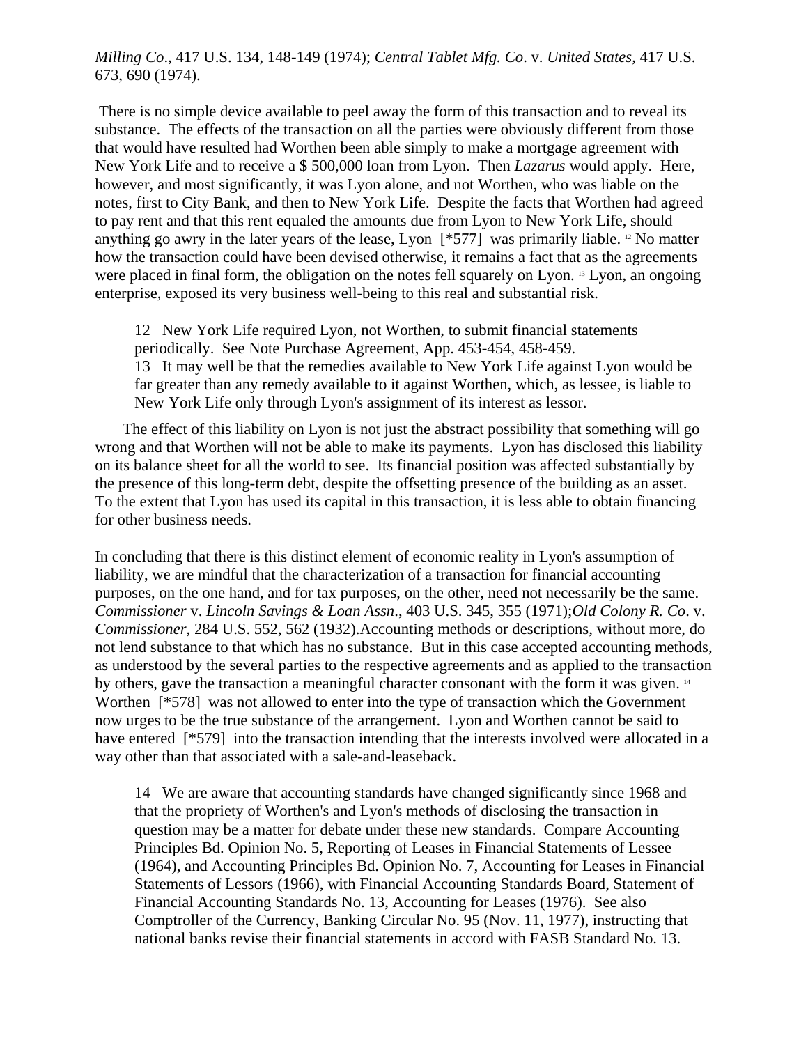*Milling Co*., 417 U.S. 134, 148-149 (1974); *Central Tablet Mfg. Co*. v. *United States*, 417 U.S. 673, 690 (1974).

There is no simple device available to peel away the form of this transaction and to reveal its substance. The effects of the transaction on all the parties were obviously different from those that would have resulted had Worthen been able simply to make a mortgage agreement with New York Life and to receive a $ 500,000 loan from Lyon. Then *Lazarus* would apply. Here, however, and most significantly, it was Lyon alone, and not Worthen, who was liable on the notes, first to City Bank, and then to New York Life. Despite the facts that Worthen had agreed to pay rent and that this rent equaled the amounts due from Lyon to New York Life, should anything go awry in the later years of the lease, Lyon [*577] was primarily liable. [12] No matter how the transaction could have been devised otherwise, it remains a fact that as the agreements were placed in final form, the obligation on the notes fell squarely on Lyon. [13] Lyon, an ongoing enterprise, exposed its very business well-being to this real and substantial risk.

> 12 New York Life required Lyon, not Worthen, to submit financial statements periodically. See Note Purchase Agreement, App. 453-454, 458-459.
>
> 13 It may well be that the remedies available to New York Life against Lyon would be far greater than any remedy available to it against Worthen, which, as lessee, is liable to New York Life only through Lyon's assignment of its interest as lessor.

The effect of this liability on Lyon is not just the abstract possibility that something will go wrong and that Worthen will not be able to make its payments. Lyon has disclosed this liability on its balance sheet for all the world to see. Its financial position was affected substantially by the presence of this long-term debt, despite the offsetting presence of the building as an asset. To the extent that Lyon has used its capital in this transaction, it is less able to obtain financing for other business needs.

In concluding that there is this distinct element of economic reality in Lyon's assumption of liability, we are mindful that the characterization of a transaction for financial accounting purposes, on the one hand, and for tax purposes, on the other, need not necessarily be the same. *Commissioner* v. *Lincoln Savings & Loan Assn*., 403 U.S. 345, 355 (1971);*Old Colony R. Co*. v. *Commissioner*, 284 U.S. 552, 562 (1932).Accounting methods or descriptions, without more, do not lend substance to that which has no substance. But in this case accepted accounting methods, as understood by the several parties to the respective agreements and as applied to the transaction by others, gave the transaction a meaningful character consonant with the form it was given. [14] Worthen [*578] was not allowed to enter into the type of transaction which the Government now urges to be the true substance of the arrangement. Lyon and Worthen cannot be said to have entered [*579] into the transaction intending that the interests involved were allocated in a way other than that associated with a sale-and-leaseback.

> 14 We are aware that accounting standards have changed significantly since 1968 and that the propriety of Worthen's and Lyon's methods of disclosing the transaction in question may be a matter for debate under these new standards. Compare Accounting Principles Bd. Opinion No. 5, Reporting of Leases in Financial Statements of Lessee (1964), and Accounting Principles Bd. Opinion No. 7, Accounting for Leases in Financial Statements of Lessors (1966), with Financial Accounting Standards Board, Statement of Financial Accounting Standards No. 13, Accounting for Leases (1976). See also Comptroller of the Currency, Banking Circular No. 95 (Nov. 11, 1977), instructing that national banks revise their financial statements in accord with FASB Standard No. 13.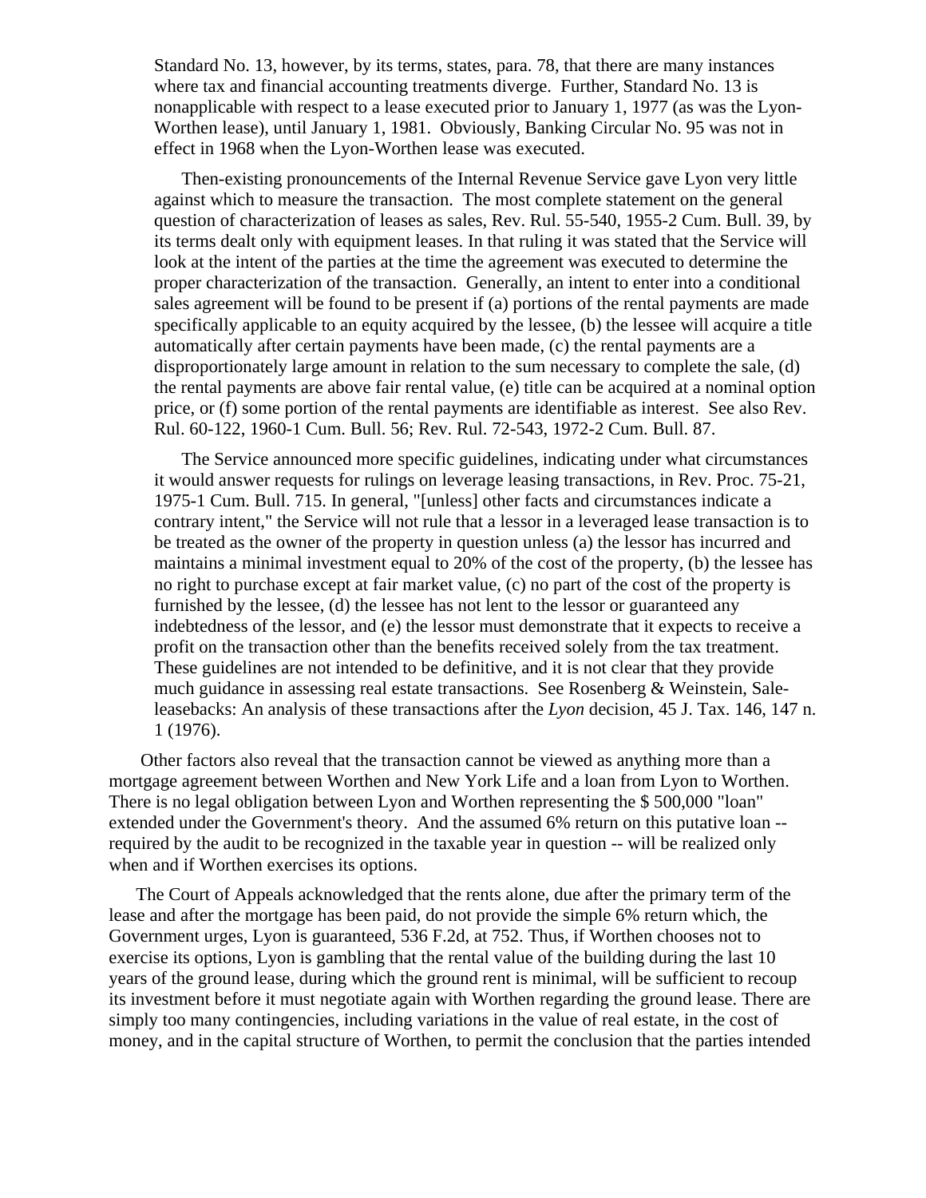Standard No. 13, however, by its terms, states, para. 78, that there are many instances where tax and financial accounting treatments diverge. Further, Standard No. 13 is nonapplicable with respect to a lease executed prior to January 1, 1977 (as was the Lyon-Worthen lease), until January 1, 1981. Obviously, Banking Circular No. 95 was not in effect in 1968 when the Lyon-Worthen lease was executed.

Then-existing pronouncements of the Internal Revenue Service gave Lyon very little against which to measure the transaction. The most complete statement on the general question of characterization of leases as sales, Rev. Rul. 55-540, 1955-2 Cum. Bull. 39, by its terms dealt only with equipment leases. In that ruling it was stated that the Service will look at the intent of the parties at the time the agreement was executed to determine the proper characterization of the transaction. Generally, an intent to enter into a conditional sales agreement will be found to be present if (a) portions of the rental payments are made specifically applicable to an equity acquired by the lessee, (b) the lessee will acquire a title automatically after certain payments have been made, (c) the rental payments are a disproportionately large amount in relation to the sum necessary to complete the sale, (d) the rental payments are above fair rental value, (e) title can be acquired at a nominal option price, or (f) some portion of the rental payments are identifiable as interest. See also Rev. Rul. 60-122, 1960-1 Cum. Bull. 56; Rev. Rul. 72-543, 1972-2 Cum. Bull. 87.

The Service announced more specific guidelines, indicating under what circumstances it would answer requests for rulings on leverage leasing transactions, in Rev. Proc. 75-21, 1975-1 Cum. Bull. 715. In general, "[unless] other facts and circumstances indicate a contrary intent," the Service will not rule that a lessor in a leveraged lease transaction is to be treated as the owner of the property in question unless (a) the lessor has incurred and maintains a minimal investment equal to 20% of the cost of the property, (b) the lessee has no right to purchase except at fair market value, (c) no part of the cost of the property is furnished by the lessee, (d) the lessee has not lent to the lessor or guaranteed any indebtedness of the lessor, and (e) the lessor must demonstrate that it expects to receive a profit on the transaction other than the benefits received solely from the tax treatment. These guidelines are not intended to be definitive, and it is not clear that they provide much guidance in assessing real estate transactions. See Rosenberg & Weinstein, Sale-leasebacks: An analysis of these transactions after the *Lyon* decision, 45 J. Tax. 146, 147 n. 1 (1976).

Other factors also reveal that the transaction cannot be viewed as anything more than a mortgage agreement between Worthen and New York Life and a loan from Lyon to Worthen. There is no legal obligation between Lyon and Worthen representing the $ 500,000 "loan" extended under the Government's theory. And the assumed 6% return on this putative loan -- required by the audit to be recognized in the taxable year in question -- will be realized only when and if Worthen exercises its options.

The Court of Appeals acknowledged that the rents alone, due after the primary term of the lease and after the mortgage has been paid, do not provide the simple 6% return which, the Government urges, Lyon is guaranteed, 536 F.2d, at 752. Thus, if Worthen chooses not to exercise its options, Lyon is gambling that the rental value of the building during the last 10 years of the ground lease, during which the ground rent is minimal, will be sufficient to recoup its investment before it must negotiate again with Worthen regarding the ground lease. There are simply too many contingencies, including variations in the value of real estate, in the cost of money, and in the capital structure of Worthen, to permit the conclusion that the parties intended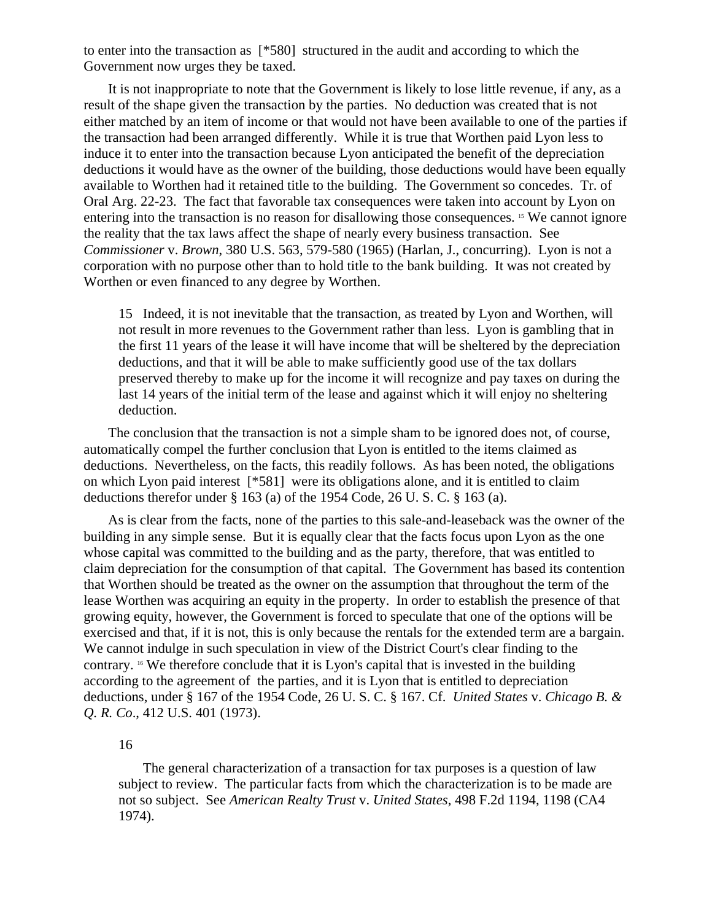to enter into the transaction as [*580] structured in the audit and according to which the Government now urges they be taxed.

It is not inappropriate to note that the Government is likely to lose little revenue, if any, as a result of the shape given the transaction by the parties. No deduction was created that is not either matched by an item of income or that would not have been available to one of the parties if the transaction had been arranged differently. While it is true that Worthen paid Lyon less to induce it to enter into the transaction because Lyon anticipated the benefit of the depreciation deductions it would have as the owner of the building, those deductions would have been equally available to Worthen had it retained title to the building. The Government so concedes. Tr. of Oral Arg. 22-23. The fact that favorable tax consequences were taken into account by Lyon on entering into the transaction is no reason for disallowing those consequences. [15] We cannot ignore the reality that the tax laws affect the shape of nearly every business transaction. See *Commissioner* v. *Brown*, 380 U.S. 563, 579-580 (1965) (Harlan, J., concurring). Lyon is not a corporation with no purpose other than to hold title to the bank building. It was not created by Worthen or even financed to any degree by Worthen.

> 15 Indeed, it is not inevitable that the transaction, as treated by Lyon and Worthen, will not result in more revenues to the Government rather than less. Lyon is gambling that in the first 11 years of the lease it will have income that will be sheltered by the depreciation deductions, and that it will be able to make sufficiently good use of the tax dollars preserved thereby to make up for the income it will recognize and pay taxes on during the last 14 years of the initial term of the lease and against which it will enjoy no sheltering deduction.

The conclusion that the transaction is not a simple sham to be ignored does not, of course, automatically compel the further conclusion that Lyon is entitled to the items claimed as deductions. Nevertheless, on the facts, this readily follows. As has been noted, the obligations on which Lyon paid interest [*581] were its obligations alone, and it is entitled to claim deductions therefor under § 163 (a) of the 1954 Code, 26 U. S. C. § 163 (a).

As is clear from the facts, none of the parties to this sale-and-leaseback was the owner of the building in any simple sense. But it is equally clear that the facts focus upon Lyon as the one whose capital was committed to the building and as the party, therefore, that was entitled to claim depreciation for the consumption of that capital. The Government has based its contention that Worthen should be treated as the owner on the assumption that throughout the term of the lease Worthen was acquiring an equity in the property. In order to establish the presence of that growing equity, however, the Government is forced to speculate that one of the options will be exercised and that, if it is not, this is only because the rentals for the extended term are a bargain. We cannot indulge in such speculation in view of the District Court's clear finding to the contrary. [16] We therefore conclude that it is Lyon's capital that is invested in the building according to the agreement of the parties, and it is Lyon that is entitled to depreciation deductions, under § 167 of the 1954 Code, 26 U. S. C. § 167. Cf. *United States* v. *Chicago B. & Q. R. Co*., 412 U.S. 401 (1973).

> 16
>
> The general characterization of a transaction for tax purposes is a question of law subject to review. The particular facts from which the characterization is to be made are not so subject. See *American Realty Trust* v. *United States*, 498 F.2d 1194, 1198 (CA4 1974).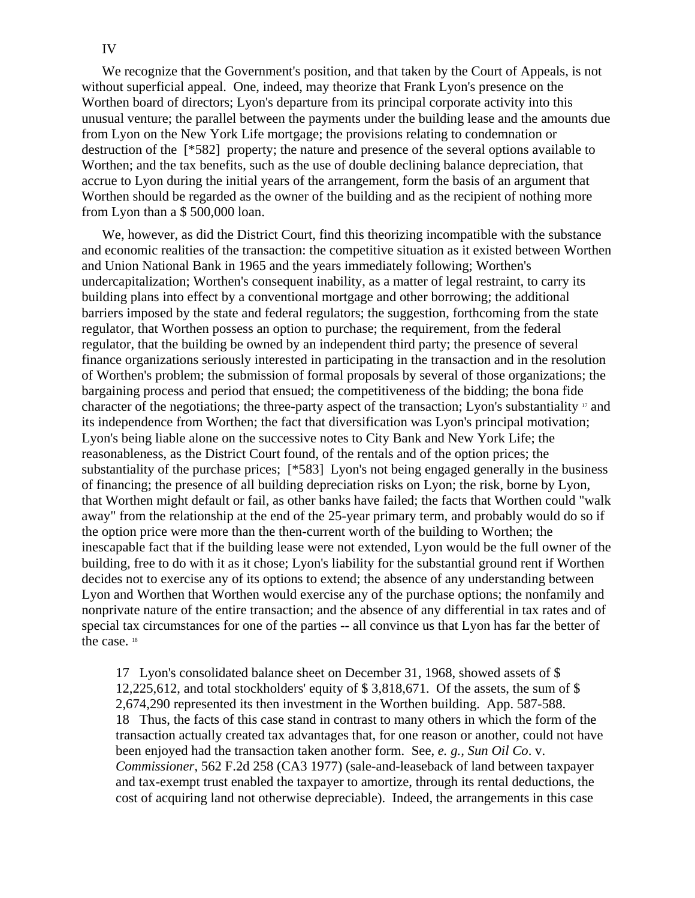IV

We recognize that the Government's position, and that taken by the Court of Appeals, is not without superficial appeal. One, indeed, may theorize that Frank Lyon's presence on the Worthen board of directors; Lyon's departure from its principal corporate activity into this unusual venture; the parallel between the payments under the building lease and the amounts due from Lyon on the New York Life mortgage; the provisions relating to condemnation or destruction of the [*582] property; the nature and presence of the several options available to Worthen; and the tax benefits, such as the use of double declining balance depreciation, that accrue to Lyon during the initial years of the arrangement, form the basis of an argument that Worthen should be regarded as the owner of the building and as the recipient of nothing more from Lyon than a $ 500,000 loan.

We, however, as did the District Court, find this theorizing incompatible with the substance and economic realities of the transaction: the competitive situation as it existed between Worthen and Union National Bank in 1965 and the years immediately following; Worthen's undercapitalization; Worthen's consequent inability, as a matter of legal restraint, to carry its building plans into effect by a conventional mortgage and other borrowing; the additional barriers imposed by the state and federal regulators; the suggestion, forthcoming from the state regulator, that Worthen possess an option to purchase; the requirement, from the federal regulator, that the building be owned by an independent third party; the presence of several finance organizations seriously interested in participating in the transaction and in the resolution of Worthen's problem; the submission of formal proposals by several of those organizations; the bargaining process and period that ensued; the competitiveness of the bidding; the bona fide character of the negotiations; the three-party aspect of the transaction; Lyon's substantiality [17] and its independence from Worthen; the fact that diversification was Lyon's principal motivation; Lyon's being liable alone on the successive notes to City Bank and New York Life; the reasonableness, as the District Court found, of the rentals and of the option prices; the substantiality of the purchase prices; [*583] Lyon's not being engaged generally in the business of financing; the presence of all building depreciation risks on Lyon; the risk, borne by Lyon, that Worthen might default or fail, as other banks have failed; the facts that Worthen could "walk away" from the relationship at the end of the 25-year primary term, and probably would do so if the option price were more than the then-current worth of the building to Worthen; the inescapable fact that if the building lease were not extended, Lyon would be the full owner of the building, free to do with it as it chose; Lyon's liability for the substantial ground rent if Worthen decides not to exercise any of its options to extend; the absence of any understanding between Lyon and Worthen that Worthen would exercise any of the purchase options; the nonfamily and nonprivate nature of the entire transaction; and the absence of any differential in tax rates and of special tax circumstances for one of the parties -- all convince us that Lyon has far the better of the case. [18]

17 Lyon's consolidated balance sheet on December 31, 1968, showed assets of $ 12,225,612, and total stockholders' equity of $ 3,818,671. Of the assets, the sum of $ 2,674,290 represented its then investment in the Worthen building. App. 587-588.

18 Thus, the facts of this case stand in contrast to many others in which the form of the transaction actually created tax advantages that, for one reason or another, could not have been enjoyed had the transaction taken another form. See, *e. g.*, *Sun Oil Co*. v. *Commissioner*, 562 F.2d 258 (CA3 1977) (sale-and-leaseback of land between taxpayer and tax-exempt trust enabled the taxpayer to amortize, through its rental deductions, the cost of acquiring land not otherwise depreciable). Indeed, the arrangements in this case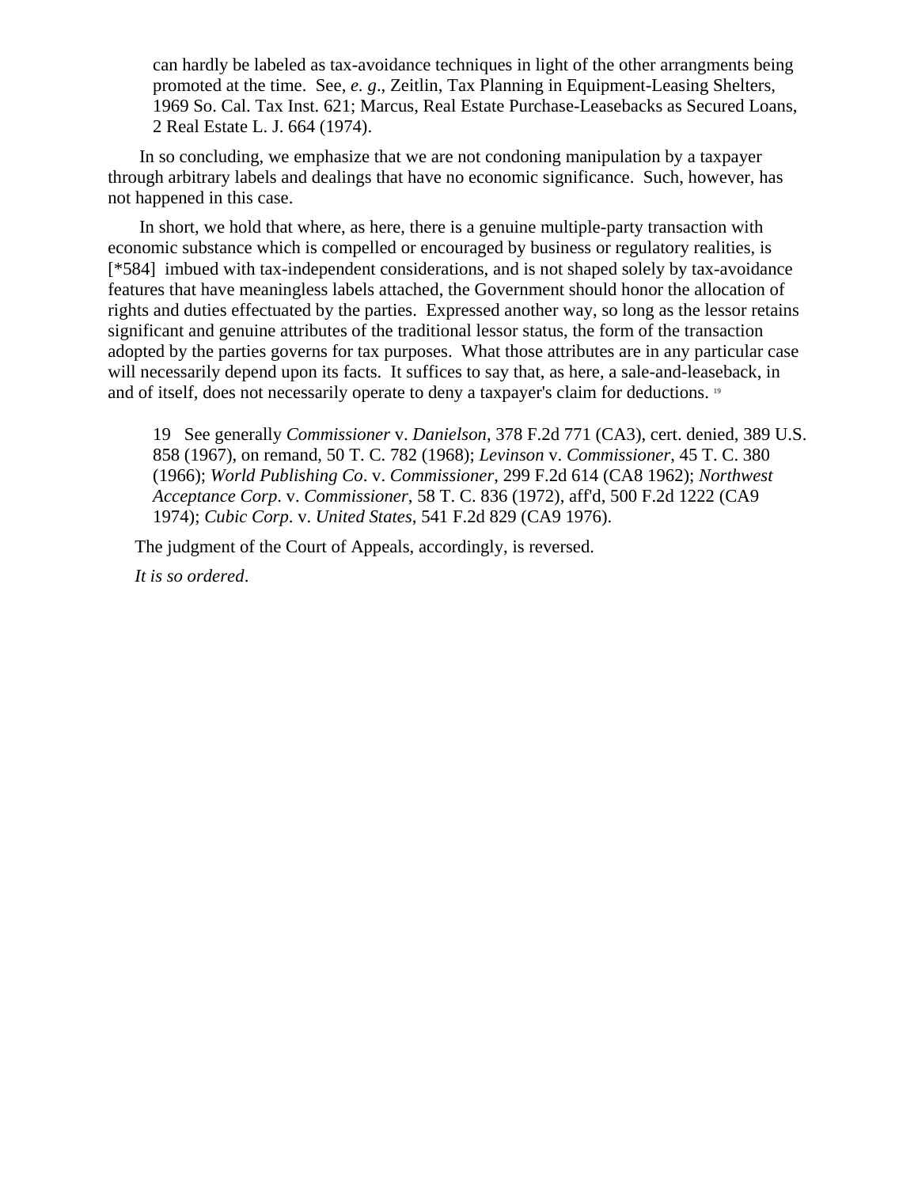can hardly be labeled as tax-avoidance techniques in light of the other arrangments being promoted at the time. See, *e. g*., Zeitlin, Tax Planning in Equipment-Leasing Shelters, 1969 So. Cal. Tax Inst. 621; Marcus, Real Estate Purchase-Leasebacks as Secured Loans, 2 Real Estate L. J. 664 (1974).

In so concluding, we emphasize that we are not condoning manipulation by a taxpayer through arbitrary labels and dealings that have no economic significance. Such, however, has not happened in this case.

In short, we hold that where, as here, there is a genuine multiple-party transaction with economic substance which is compelled or encouraged by business or regulatory realities, is [*584] imbued with tax-independent considerations, and is not shaped solely by tax-avoidance features that have meaningless labels attached, the Government should honor the allocation of rights and duties effectuated by the parties. Expressed another way, so long as the lessor retains significant and genuine attributes of the traditional lessor status, the form of the transaction adopted by the parties governs for tax purposes. What those attributes are in any particular case will necessarily depend upon its facts. It suffices to say that, as here, a sale-and-leaseback, in and of itself, does not necessarily operate to deny a taxpayer's claim for deductions. [19]

19 See generally *Commissioner* v. *Danielson*, 378 F.2d 771 (CA3), cert. denied, 389 U.S. 858 (1967), on remand, 50 T. C. 782 (1968); *Levinson* v. *Commissioner*, 45 T. C. 380 (1966); *World Publishing Co*. v. *Commissioner*, 299 F.2d 614 (CA8 1962); *Northwest Acceptance Corp*. v. *Commissioner*, 58 T. C. 836 (1972), aff'd, 500 F.2d 1222 (CA9 1974); *Cubic Corp*. v. *United States*, 541 F.2d 829 (CA9 1976).

The judgment of the Court of Appeals, accordingly, is reversed.

*It is so ordered*.